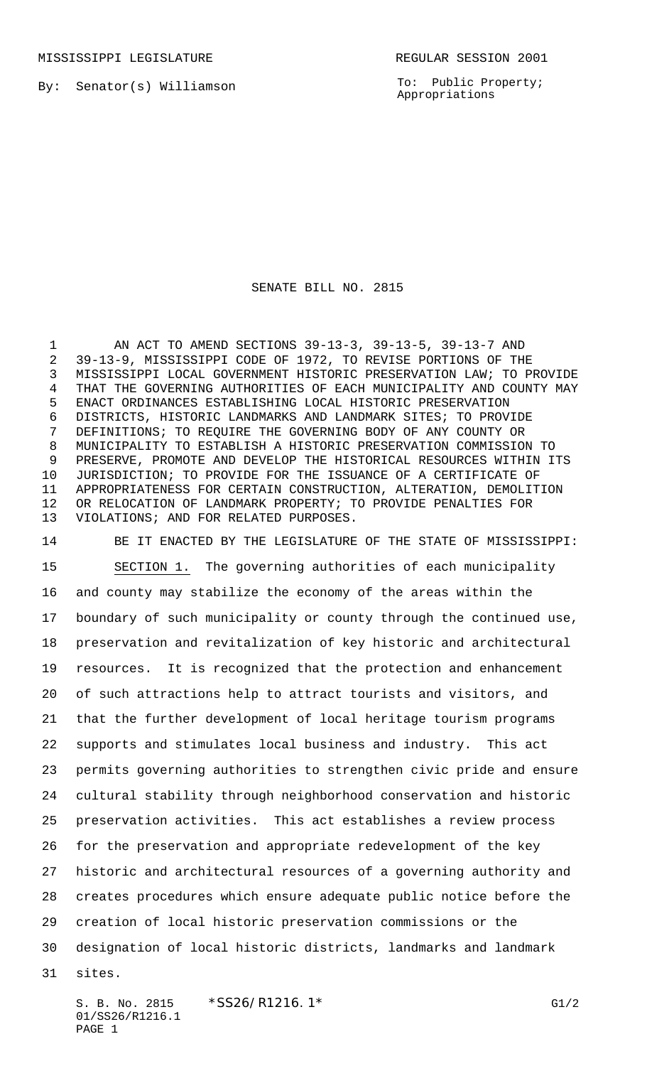MISSISSIPPI LEGISLATURE REGULAR SESSION 2001

By: Senator(s) Williamson

To: Public Property; Appropriations

# SENATE BILL NO. 2815

AN ACT TO AMEND SECTIONS 39-13-3, 39-13-5, 39-13-7 AND 39-13-9, MISSISSIPPI CODE OF 1972, TO REVISE PORTIONS OF THE MISSISSIPPI LOCAL GOVERNMENT HISTORIC PRESERVATION LAW; TO PROVIDE THAT THE GOVERNING AUTHORITIES OF EACH MUNICIPALITY AND COUNTY MAY ENACT ORDINANCES ESTABLISHING LOCAL HISTORIC PRESERVATION DISTRICTS, HISTORIC LANDMARKS AND LANDMARK SITES; TO PROVIDE DEFINITIONS; TO REQUIRE THE GOVERNING BODY OF ANY COUNTY OR MUNICIPALITY TO ESTABLISH A HISTORIC PRESERVATION COMMISSION TO PRESERVE, PROMOTE AND DEVELOP THE HISTORICAL RESOURCES WITHIN ITS JURISDICTION; TO PROVIDE FOR THE ISSUANCE OF A CERTIFICATE OF APPROPRIATENESS FOR CERTAIN CONSTRUCTION, ALTERATION, DEMOLITION OR RELOCATION OF LANDMARK PROPERTY; TO PROVIDE PENALTIES FOR VIOLATIONS; AND FOR RELATED PURPOSES.

BE IT ENACTED BY THE LEGISLATURE OF THE STATE OF MISSISSIPPI:

SECTION 1. The governing authorities of each municipality and county may stabilize the economy of the areas within the boundary of such municipality or county through the continued use, preservation and revitalization of key historic and architectural resources. It is recognized that the protection and enhancement of such attractions help to attract tourists and visitors, and that the further development of local heritage tourism programs supports and stimulates local business and industry. This act permits governing authorities to strengthen civic pride and ensure cultural stability through neighborhood conservation and historic preservation activities. This act establishes a review process for the preservation and appropriate redevelopment of the key historic and architectural resources of a governing authority and creates procedures which ensure adequate public notice before the creation of local historic preservation commissions or the designation of local historic districts, landmarks and landmark sites.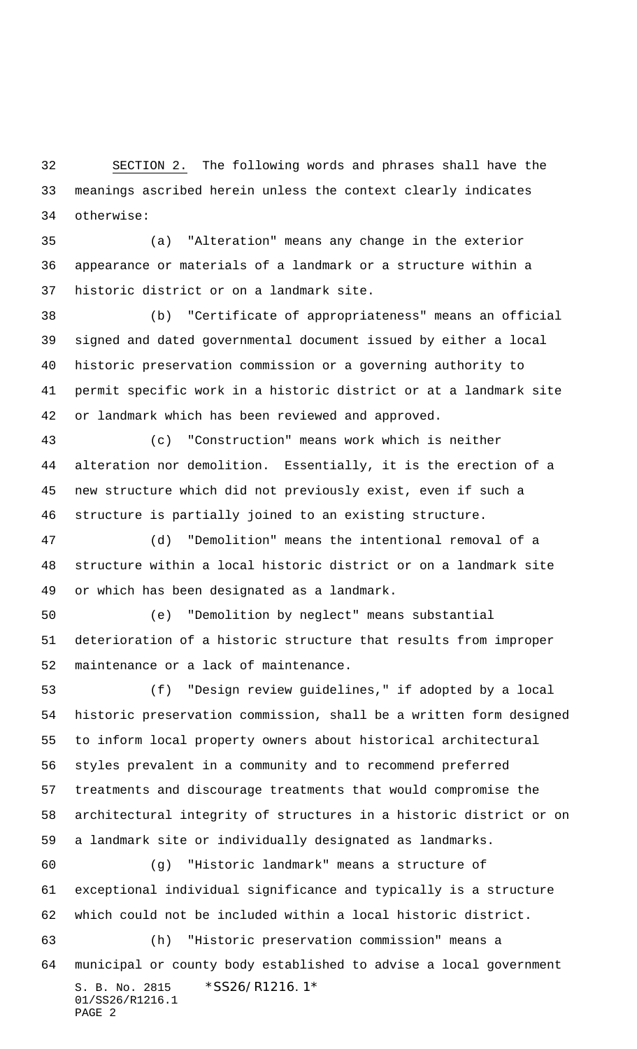SECTION 2. The following words and phrases shall have the meanings ascribed herein unless the context clearly indicates otherwise:

(a) "Alteration" means any change in the exterior appearance or materials of a landmark or a structure within a historic district or on a landmark site.

(b) "Certificate of appropriateness" means an official signed and dated governmental document issued by either a local historic preservation commission or a governing authority to permit specific work in a historic district or at a landmark site or landmark which has been reviewed and approved.

(c) "Construction" means work which is neither alteration nor demolition. Essentially, it is the erection of a new structure which did not previously exist, even if such a structure is partially joined to an existing structure.

(d) "Demolition" means the intentional removal of a structure within a local historic district or on a landmark site or which has been designated as a landmark.

(e) "Demolition by neglect" means substantial deterioration of a historic structure that results from improper maintenance or a lack of maintenance.

(f) "Design review guidelines," if adopted by a local historic preservation commission, shall be a written form designed to inform local property owners about historical architectural styles prevalent in a community and to recommend preferred treatments and discourage treatments that would compromise the architectural integrity of structures in a historic district or on a landmark site or individually designated as landmarks.

(g) "Historic landmark" means a structure of exceptional individual significance and typically is a structure which could not be included within a local historic district.

(h) "Historic preservation commission" means a municipal or county body established to advise a local government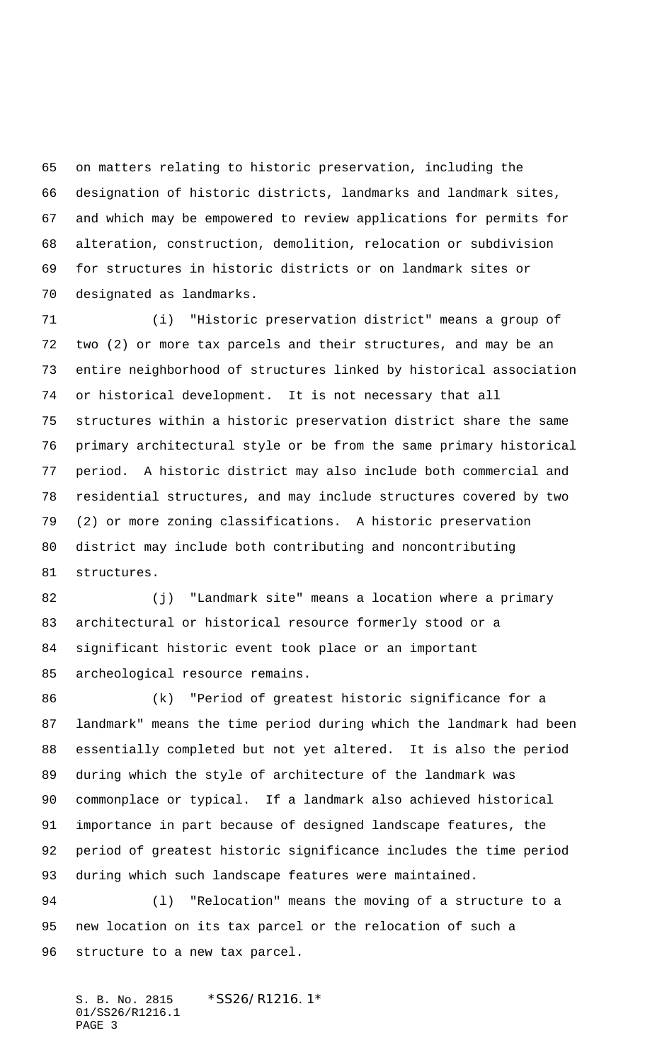on matters relating to historic preservation, including the designation of historic districts, landmarks and landmark sites, and which may be empowered to review applications for permits for alteration, construction, demolition, relocation or subdivision for structures in historic districts or on landmark sites or designated as landmarks.

(i) "Historic preservation district" means a group of two (2) or more tax parcels and their structures, and may be an entire neighborhood of structures linked by historical association or historical development. It is not necessary that all structures within a historic preservation district share the same primary architectural style or be from the same primary historical period. A historic district may also include both commercial and residential structures, and may include structures covered by two (2) or more zoning classifications. A historic preservation district may include both contributing and noncontributing structures.

(j) "Landmark site" means a location where a primary architectural or historical resource formerly stood or a significant historic event took place or an important archeological resource remains.

(k) "Period of greatest historic significance for a landmark" means the time period during which the landmark had been essentially completed but not yet altered. It is also the period during which the style of architecture of the landmark was commonplace or typical. If a landmark also achieved historical importance in part because of designed landscape features, the period of greatest historic significance includes the time period during which such landscape features were maintained.

(l) "Relocation" means the moving of a structure to a new location on its tax parcel or the relocation of such a structure to a new tax parcel.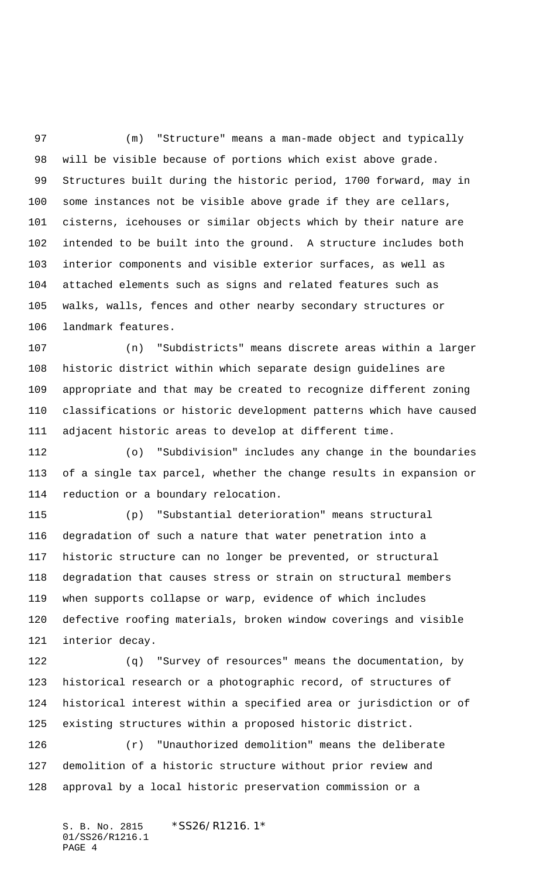(m) "Structure" means a man-made object and typically will be visible because of portions which exist above grade. Structures built during the historic period, 1700 forward, may in some instances not be visible above grade if they are cellars, cisterns, icehouses or similar objects which by their nature are intended to be built into the ground. A structure includes both interior components and visible exterior surfaces, as well as attached elements such as signs and related features such as walks, walls, fences and other nearby secondary structures or landmark features.

(n) "Subdistricts" means discrete areas within a larger historic district within which separate design guidelines are appropriate and that may be created to recognize different zoning classifications or historic development patterns which have caused adjacent historic areas to develop at different time.

(o) "Subdivision" includes any change in the boundaries of a single tax parcel, whether the change results in expansion or reduction or a boundary relocation.

(p) "Substantial deterioration" means structural degradation of such a nature that water penetration into a historic structure can no longer be prevented, or structural degradation that causes stress or strain on structural members when supports collapse or warp, evidence of which includes defective roofing materials, broken window coverings and visible interior decay.

(q) "Survey of resources" means the documentation, by historical research or a photographic record, of structures of historical interest within a specified area or jurisdiction or of existing structures within a proposed historic district.

(r) "Unauthorized demolition" means the deliberate demolition of a historic structure without prior review and approval by a local historic preservation commission or a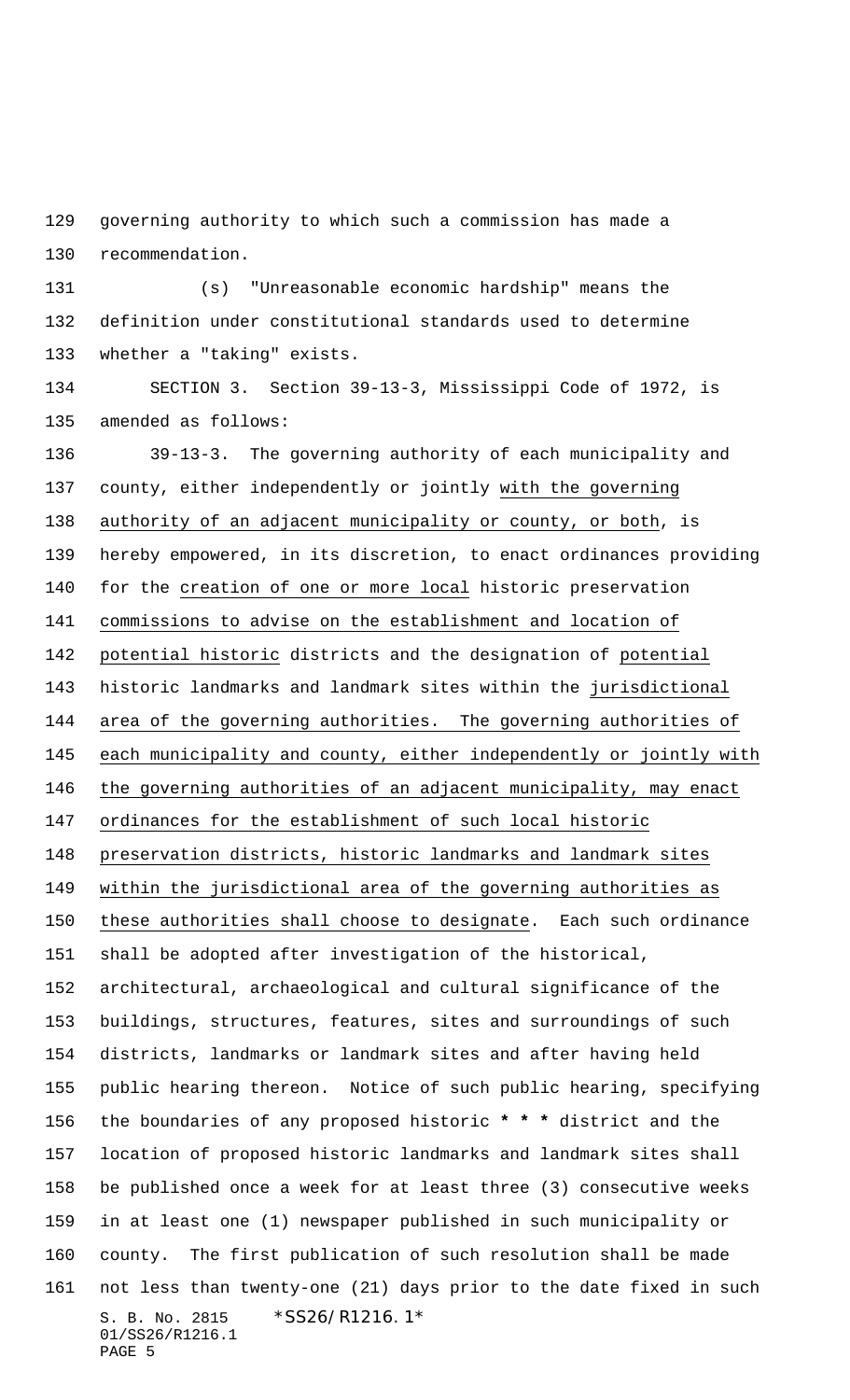governing authority to which such a commission has made a recommendation.

(s) "Unreasonable economic hardship" means the definition under constitutional standards used to determine whether a "taking" exists.

SECTION 3. Section 39-13-3, Mississippi Code of 1972, is amended as follows:

39-13-3. The governing authority of each municipality and county, either independently or jointly with the governing authority of an adjacent municipality or county, or both, is hereby empowered, in its discretion, to enact ordinances providing for the creation of one or more local historic preservation commissions to advise on the establishment and location of potential historic districts and the designation of potential historic landmarks and landmark sites within the jurisdictional area of the governing authorities. The governing authorities of each municipality and county, either independently or jointly with the governing authorities of an adjacent municipality, may enact ordinances for the establishment of such local historic preservation districts, historic landmarks and landmark sites within the jurisdictional area of the governing authorities as these authorities shall choose to designate. Each such ordinance shall be adopted after investigation of the historical, architectural, archaeological and cultural significance of the buildings, structures, features, sites and surroundings of such districts, landmarks or landmark sites and after having held public hearing thereon. Notice of such public hearing, specifying the boundaries of any proposed historic * * * district and the location of proposed historic landmarks and landmark sites shall be published once a week for at least three (3) consecutive weeks in at least one (1) newspaper published in such municipality or county. The first publication of such resolution shall be made not less than twenty-one (21) days prior to the date fixed in such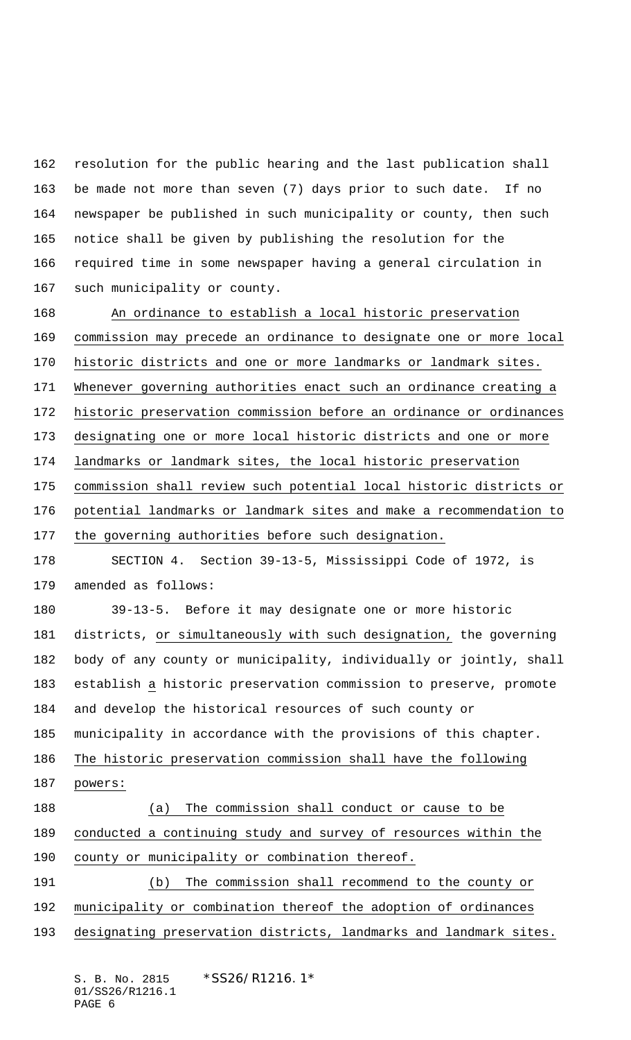resolution for the public hearing and the last publication shall be made not more than seven (7) days prior to such date. If no newspaper be published in such municipality or county, then such notice shall be given by publishing the resolution for the required time in some newspaper having a general circulation in such municipality or county.

An ordinance to establish a local historic preservation commission may precede an ordinance to designate one or more local historic districts and one or more landmarks or landmark sites. Whenever governing authorities enact such an ordinance creating a historic preservation commission before an ordinance or ordinances designating one or more local historic districts and one or more landmarks or landmark sites, the local historic preservation commission shall review such potential local historic districts or potential landmarks or landmark sites and make a recommendation to the governing authorities before such designation.

SECTION 4. Section 39-13-5, Mississippi Code of 1972, is amended as follows:

39-13-5. Before it may designate one or more historic districts, or simultaneously with such designation, the governing body of any county or municipality, individually or jointly, shall establish a historic preservation commission to preserve, promote and develop the historical resources of such county or municipality in accordance with the provisions of this chapter. The historic preservation commission shall have the following powers:

(a) The commission shall conduct or cause to be conducted a continuing study and survey of resources within the county or municipality or combination thereof.

(b) The commission shall recommend to the county or municipality or combination thereof the adoption of ordinances designating preservation districts, landmarks and landmark sites.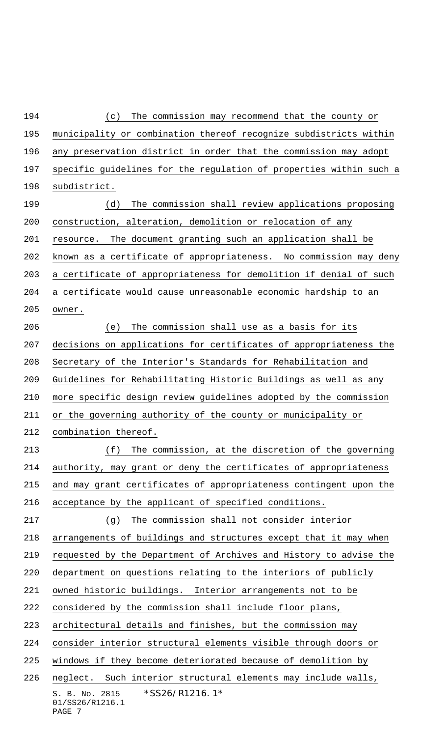(c) The commission may recommend that the county or municipality or combination thereof recognize subdistricts within any preservation district in order that the commission may adopt specific guidelines for the regulation of properties within such a subdistrict.

(d) The commission shall review applications proposing construction, alteration, demolition or relocation of any resource. The document granting such an application shall be known as a certificate of appropriateness. No commission may deny a certificate of appropriateness for demolition if denial of such a certificate would cause unreasonable economic hardship to an owner.

(e) The commission shall use as a basis for its decisions on applications for certificates of appropriateness the Secretary of the Interior's Standards for Rehabilitation and Guidelines for Rehabilitating Historic Buildings as well as any more specific design review guidelines adopted by the commission or the governing authority of the county or municipality or combination thereof.

(f) The commission, at the discretion of the governing authority, may grant or deny the certificates of appropriateness and may grant certificates of appropriateness contingent upon the acceptance by the applicant of specified conditions.

(g) The commission shall not consider interior arrangements of buildings and structures except that it may when requested by the Department of Archives and History to advise the department on questions relating to the interiors of publicly owned historic buildings. Interior arrangements not to be considered by the commission shall include floor plans, architectural details and finishes, but the commission may consider interior structural elements visible through doors or windows if they become deteriorated because of demolition by neglect. Such interior structural elements may include walls,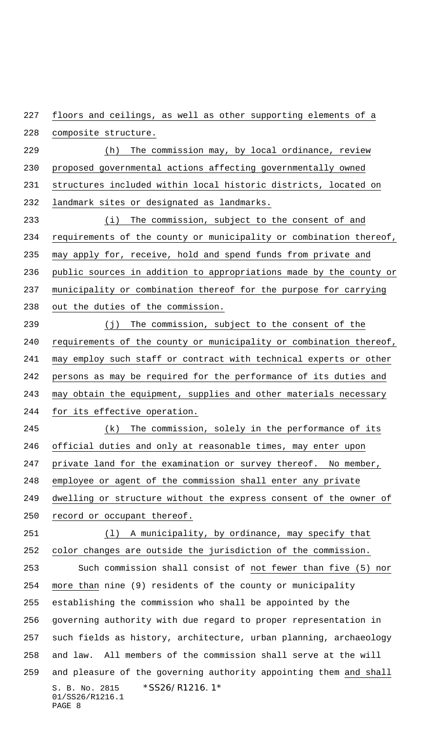floors and ceilings, as well as other supporting elements of a composite structure.

(h) The commission may, by local ordinance, review proposed governmental actions affecting governmentally owned structures included within local historic districts, located on landmark sites or designated as landmarks.

(i) The commission, subject to the consent of and requirements of the county or municipality or combination thereof, may apply for, receive, hold and spend funds from private and public sources in addition to appropriations made by the county or municipality or combination thereof for the purpose for carrying out the duties of the commission.

(j) The commission, subject to the consent of the requirements of the county or municipality or combination thereof, may employ such staff or contract with technical experts or other persons as may be required for the performance of its duties and may obtain the equipment, supplies and other materials necessary for its effective operation.

(k) The commission, solely in the performance of its official duties and only at reasonable times, may enter upon private land for the examination or survey thereof. No member, employee or agent of the commission shall enter any private dwelling or structure without the express consent of the owner of record or occupant thereof.

(l) A municipality, by ordinance, may specify that color changes are outside the jurisdiction of the commission.

Such commission shall consist of not fewer than five (5) nor more than nine (9) residents of the county or municipality establishing the commission who shall be appointed by the governing authority with due regard to proper representation in such fields as history, architecture, urban planning, archaeology and law. All members of the commission shall serve at the will and pleasure of the governing authority appointing them and shall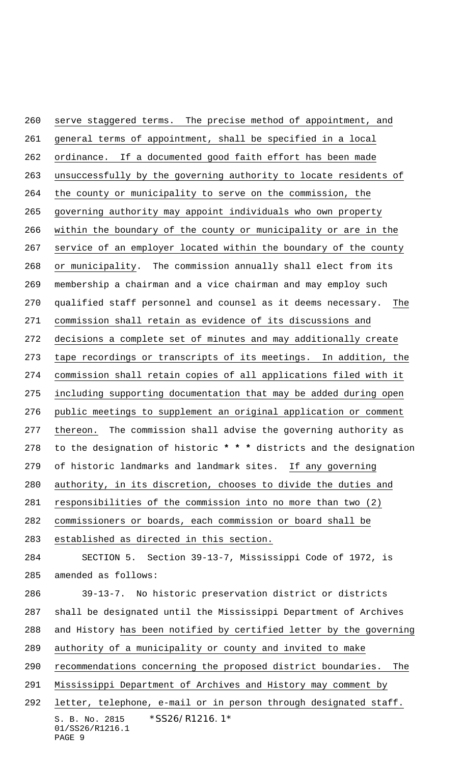serve staggered terms. The precise method of appointment, and general terms of appointment, shall be specified in a local ordinance. If a documented good faith effort has been made unsuccessfully by the governing authority to locate residents of the county or municipality to serve on the commission, the governing authority may appoint individuals who own property within the boundary of the county or municipality or are in the service of an employer located within the boundary of the county or municipality. The commission annually shall elect from its membership a chairman and a vice chairman and may employ such qualified staff personnel and counsel as it deems necessary. The commission shall retain as evidence of its discussions and decisions a complete set of minutes and may additionally create tape recordings or transcripts of its meetings. In addition, the commission shall retain copies of all applications filed with it including supporting documentation that may be added during open public meetings to supplement an original application or comment thereon. The commission shall advise the governing authority as to the designation of historic * * * districts and the designation of historic landmarks and landmark sites. If any governing authority, in its discretion, chooses to divide the duties and responsibilities of the commission into no more than two (2) commissioners or boards, each commission or board shall be established as directed in this section.

SECTION 5. Section 39-13-7, Mississippi Code of 1972, is amended as follows:

39-13-7. No historic preservation district or districts shall be designated until the Mississippi Department of Archives and History has been notified by certified letter by the governing authority of a municipality or county and invited to make recommendations concerning the proposed district boundaries. The Mississippi Department of Archives and History may comment by letter, telephone, e-mail or in person through designated staff.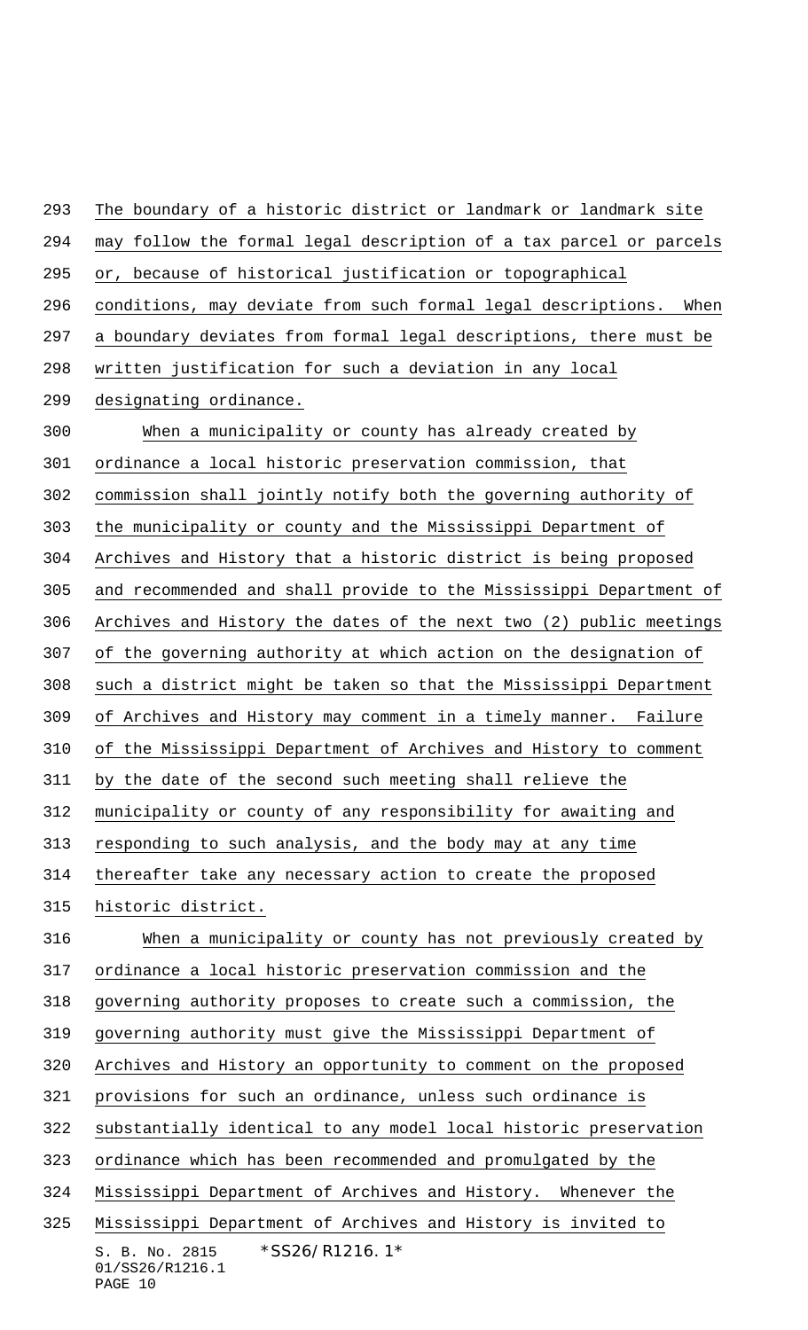The boundary of a historic district or landmark or landmark site may follow the formal legal description of a tax parcel or parcels or, because of historical justification or topographical conditions, may deviate from such formal legal descriptions. When a boundary deviates from formal legal descriptions, there must be written justification for such a deviation in any local designating ordinance.

When a municipality or county has already created by ordinance a local historic preservation commission, that commission shall jointly notify both the governing authority of the municipality or county and the Mississippi Department of Archives and History that a historic district is being proposed and recommended and shall provide to the Mississippi Department of Archives and History the dates of the next two (2) public meetings of the governing authority at which action on the designation of such a district might be taken so that the Mississippi Department of Archives and History may comment in a timely manner. Failure of the Mississippi Department of Archives and History to comment by the date of the second such meeting shall relieve the municipality or county of any responsibility for awaiting and responding to such analysis, and the body may at any time thereafter take any necessary action to create the proposed historic district.

When a municipality or county has not previously created by ordinance a local historic preservation commission and the governing authority proposes to create such a commission, the governing authority must give the Mississippi Department of Archives and History an opportunity to comment on the proposed provisions for such an ordinance, unless such ordinance is substantially identical to any model local historic preservation ordinance which has been recommended and promulgated by the Mississippi Department of Archives and History. Whenever the Mississippi Department of Archives and History is invited to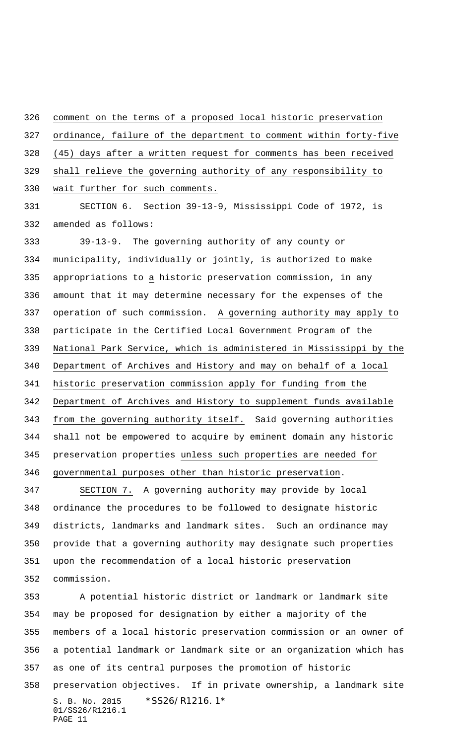comment on the terms of a proposed local historic preservation ordinance, failure of the department to comment within forty-five (45) days after a written request for comments has been received shall relieve the governing authority of any responsibility to wait further for such comments.

SECTION 6. Section 39-13-9, Mississippi Code of 1972, is amended as follows:

39-13-9. The governing authority of any county or municipality, individually or jointly, is authorized to make appropriations to a historic preservation commission, in any amount that it may determine necessary for the expenses of the operation of such commission. A governing authority may apply to participate in the Certified Local Government Program of the National Park Service, which is administered in Mississippi by the Department of Archives and History and may on behalf of a local historic preservation commission apply for funding from the Department of Archives and History to supplement funds available from the governing authority itself. Said governing authorities shall not be empowered to acquire by eminent domain any historic preservation properties unless such properties are needed for governmental purposes other than historic preservation.

SECTION 7. A governing authority may provide by local ordinance the procedures to be followed to designate historic districts, landmarks and landmark sites. Such an ordinance may provide that a governing authority may designate such properties upon the recommendation of a local historic preservation commission.

A potential historic district or landmark or landmark site may be proposed for designation by either a majority of the members of a local historic preservation commission or an owner of a potential landmark or landmark site or an organization which has as one of its central purposes the promotion of historic preservation objectives. If in private ownership, a landmark site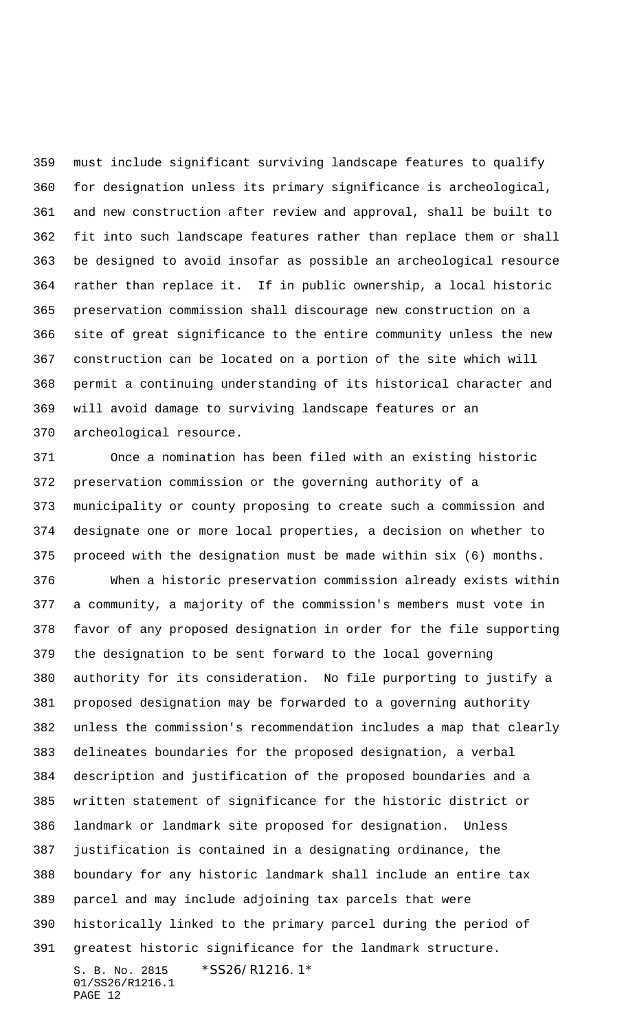must include significant surviving landscape features to qualify for designation unless its primary significance is archeological, and new construction after review and approval, shall be built to fit into such landscape features rather than replace them or shall be designed to avoid insofar as possible an archeological resource rather than replace it. If in public ownership, a local historic preservation commission shall discourage new construction on a site of great significance to the entire community unless the new construction can be located on a portion of the site which will permit a continuing understanding of its historical character and will avoid damage to surviving landscape features or an archeological resource.

Once a nomination has been filed with an existing historic preservation commission or the governing authority of a municipality or county proposing to create such a commission and designate one or more local properties, a decision on whether to proceed with the designation must be made within six (6) months.

When a historic preservation commission already exists within a community, a majority of the commission's members must vote in favor of any proposed designation in order for the file supporting the designation to be sent forward to the local governing authority for its consideration. No file purporting to justify a proposed designation may be forwarded to a governing authority unless the commission's recommendation includes a map that clearly delineates boundaries for the proposed designation, a verbal description and justification of the proposed boundaries and a written statement of significance for the historic district or landmark or landmark site proposed for designation. Unless justification is contained in a designating ordinance, the boundary for any historic landmark shall include an entire tax parcel and may include adjoining tax parcels that were historically linked to the primary parcel during the period of greatest historic significance for the landmark structure.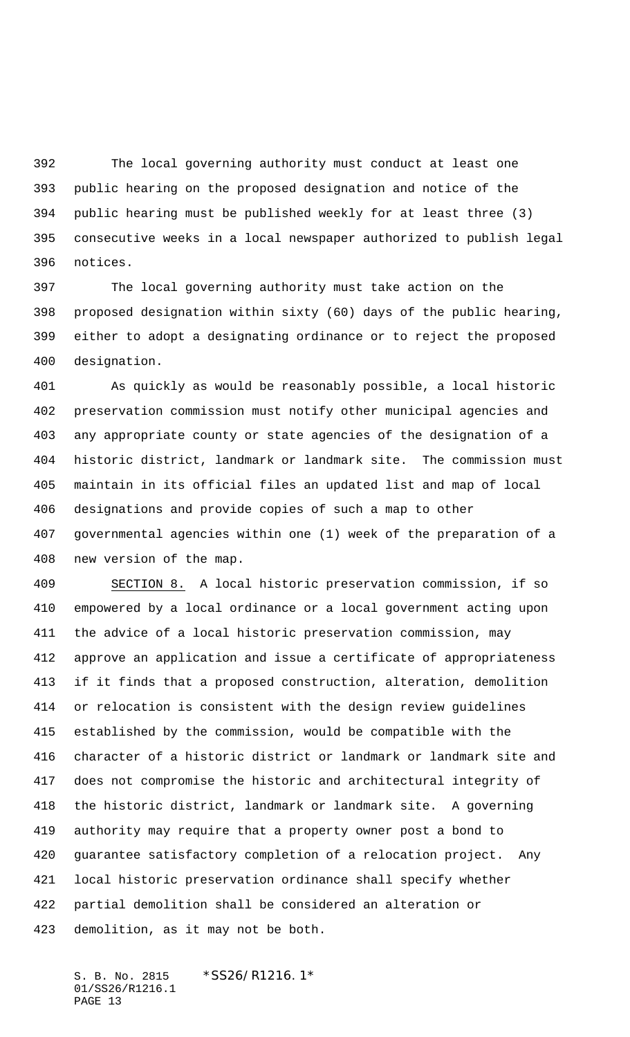The local governing authority must conduct at least one public hearing on the proposed designation and notice of the public hearing must be published weekly for at least three (3) consecutive weeks in a local newspaper authorized to publish legal notices.

The local governing authority must take action on the proposed designation within sixty (60) days of the public hearing, either to adopt a designating ordinance or to reject the proposed designation.

As quickly as would be reasonably possible, a local historic preservation commission must notify other municipal agencies and any appropriate county or state agencies of the designation of a historic district, landmark or landmark site. The commission must maintain in its official files an updated list and map of local designations and provide copies of such a map to other governmental agencies within one (1) week of the preparation of a new version of the map.

SECTION 8. A local historic preservation commission, if so empowered by a local ordinance or a local government acting upon the advice of a local historic preservation commission, may approve an application and issue a certificate of appropriateness if it finds that a proposed construction, alteration, demolition or relocation is consistent with the design review guidelines established by the commission, would be compatible with the character of a historic district or landmark or landmark site and does not compromise the historic and architectural integrity of the historic district, landmark or landmark site. A governing authority may require that a property owner post a bond to guarantee satisfactory completion of a relocation project. Any local historic preservation ordinance shall specify whether partial demolition shall be considered an alteration or demolition, as it may not be both.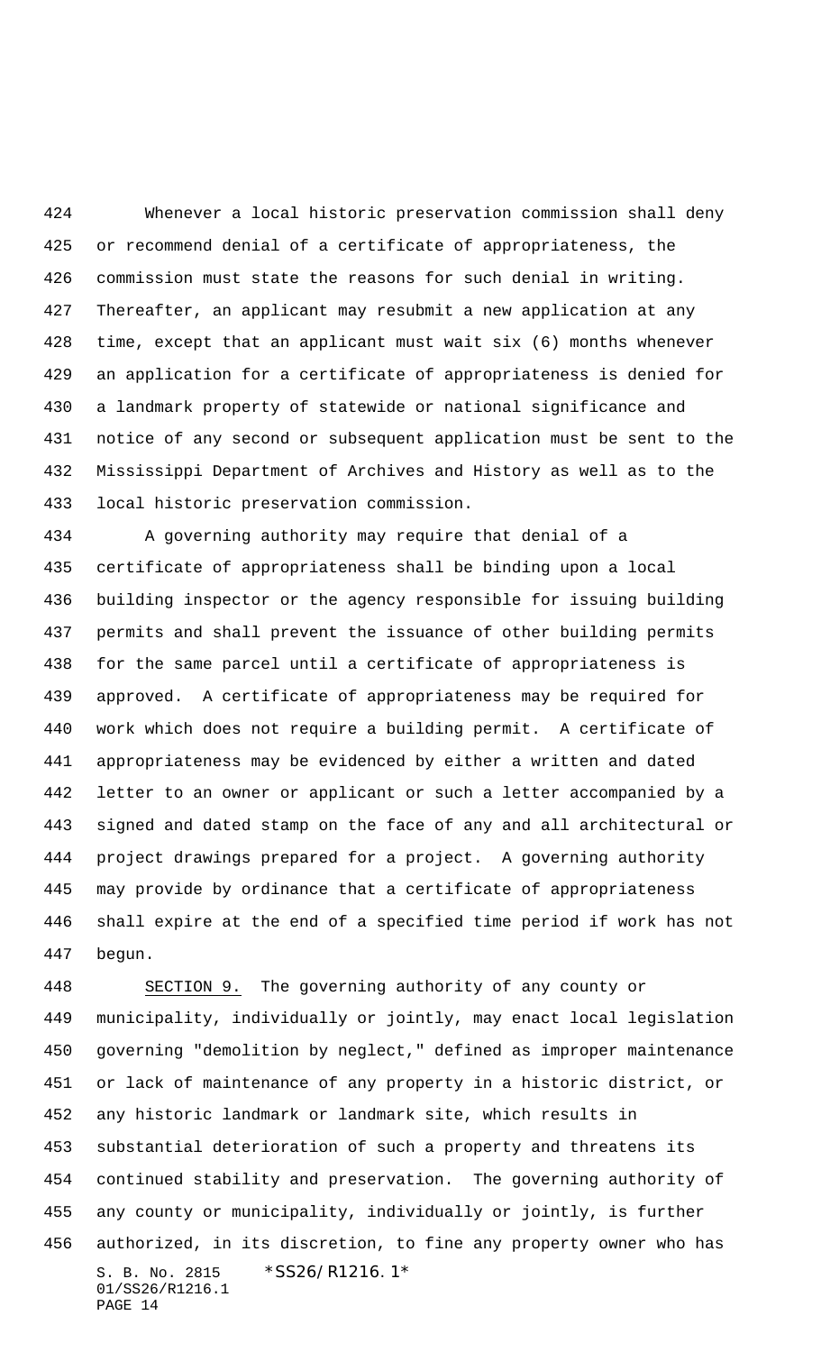Whenever a local historic preservation commission shall deny or recommend denial of a certificate of appropriateness, the commission must state the reasons for such denial in writing. Thereafter, an applicant may resubmit a new application at any time, except that an applicant must wait six (6) months whenever an application for a certificate of appropriateness is denied for a landmark property of statewide or national significance and notice of any second or subsequent application must be sent to the Mississippi Department of Archives and History as well as to the local historic preservation commission.

A governing authority may require that denial of a certificate of appropriateness shall be binding upon a local building inspector or the agency responsible for issuing building permits and shall prevent the issuance of other building permits for the same parcel until a certificate of appropriateness is approved. A certificate of appropriateness may be required for work which does not require a building permit. A certificate of appropriateness may be evidenced by either a written and dated letter to an owner or applicant or such a letter accompanied by a signed and dated stamp on the face of any and all architectural or project drawings prepared for a project. A governing authority may provide by ordinance that a certificate of appropriateness shall expire at the end of a specified time period if work has not begun.

SECTION 9. The governing authority of any county or municipality, individually or jointly, may enact local legislation governing "demolition by neglect," defined as improper maintenance or lack of maintenance of any property in a historic district, or any historic landmark or landmark site, which results in substantial deterioration of such a property and threatens its continued stability and preservation. The governing authority of any county or municipality, individually or jointly, is further authorized, in its discretion, to fine any property owner who has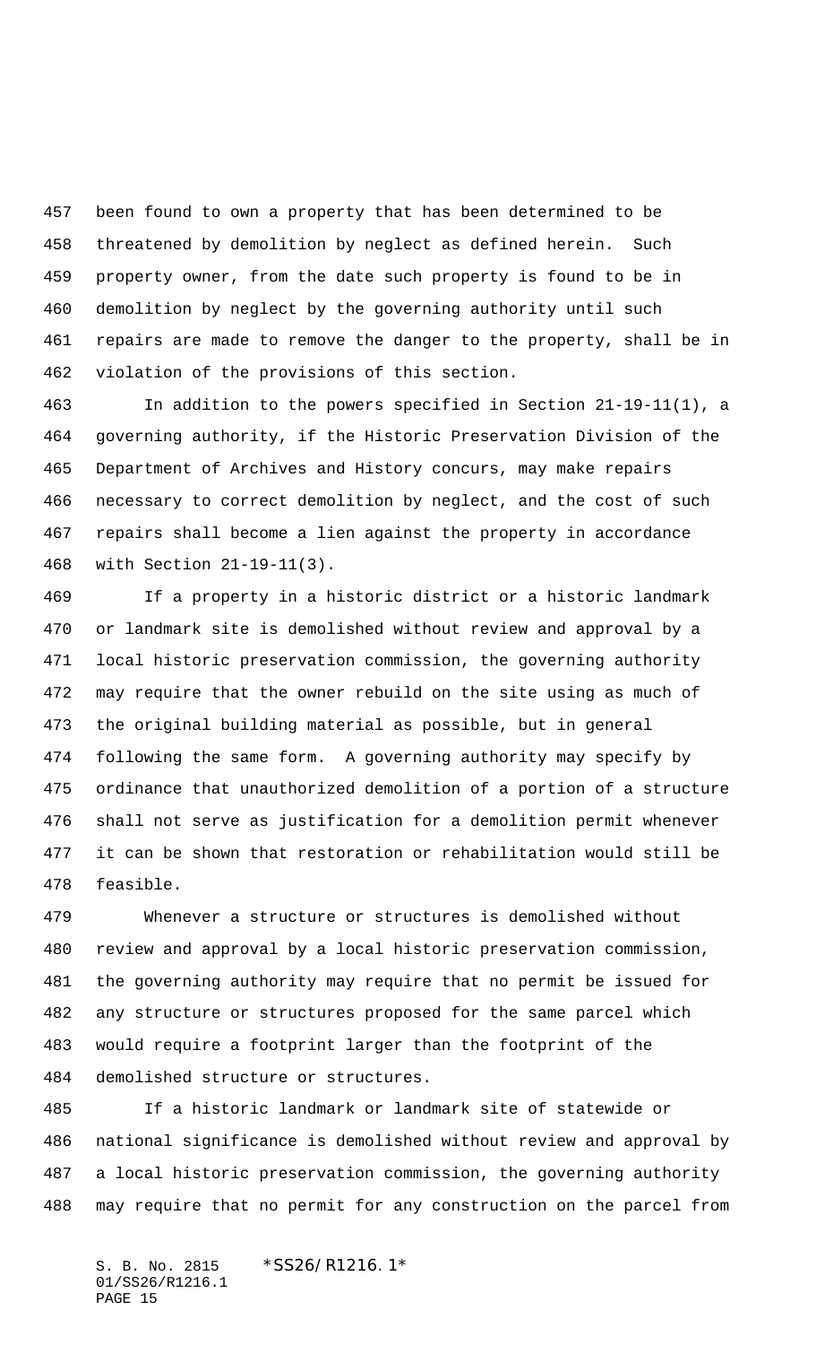been found to own a property that has been determined to be threatened by demolition by neglect as defined herein. Such property owner, from the date such property is found to be in demolition by neglect by the governing authority until such repairs are made to remove the danger to the property, shall be in violation of the provisions of this section.

In addition to the powers specified in Section 21-19-11(1), a governing authority, if the Historic Preservation Division of the Department of Archives and History concurs, may make repairs necessary to correct demolition by neglect, and the cost of such repairs shall become a lien against the property in accordance with Section 21-19-11(3).

If a property in a historic district or a historic landmark or landmark site is demolished without review and approval by a local historic preservation commission, the governing authority may require that the owner rebuild on the site using as much of the original building material as possible, but in general following the same form. A governing authority may specify by ordinance that unauthorized demolition of a portion of a structure shall not serve as justification for a demolition permit whenever it can be shown that restoration or rehabilitation would still be feasible.

Whenever a structure or structures is demolished without review and approval by a local historic preservation commission, the governing authority may require that no permit be issued for any structure or structures proposed for the same parcel which would require a footprint larger than the footprint of the demolished structure or structures.

If a historic landmark or landmark site of statewide or national significance is demolished without review and approval by a local historic preservation commission, the governing authority may require that no permit for any construction on the parcel from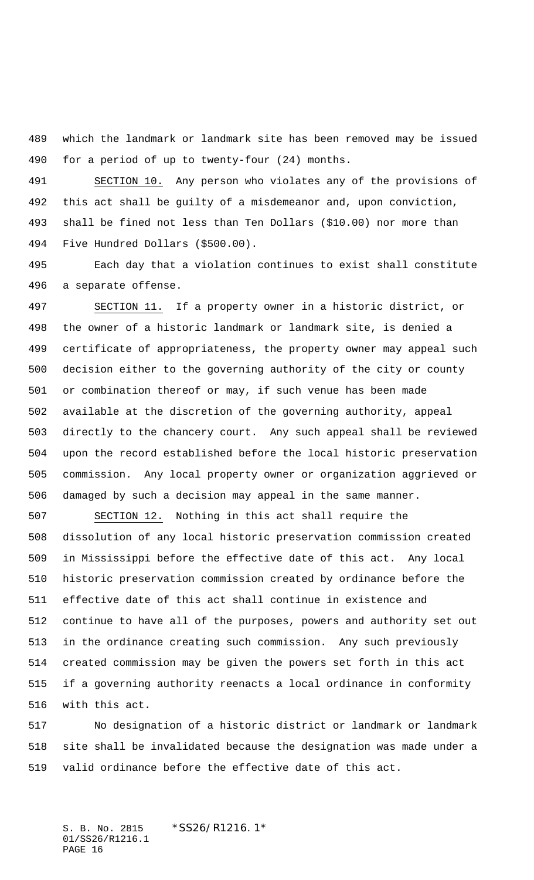which the landmark or landmark site has been removed may be issued for a period of up to twenty-four (24) months.

SECTION 10. Any person who violates any of the provisions of this act shall be guilty of a misdemeanor and, upon conviction, shall be fined not less than Ten Dollars ($10.00) nor more than Five Hundred Dollars ($500.00).

Each day that a violation continues to exist shall constitute a separate offense.

SECTION 11. If a property owner in a historic district, or the owner of a historic landmark or landmark site, is denied a certificate of appropriateness, the property owner may appeal such decision either to the governing authority of the city or county or combination thereof or may, if such venue has been made available at the discretion of the governing authority, appeal directly to the chancery court. Any such appeal shall be reviewed upon the record established before the local historic preservation commission. Any local property owner or organization aggrieved or damaged by such a decision may appeal in the same manner.

SECTION 12. Nothing in this act shall require the dissolution of any local historic preservation commission created in Mississippi before the effective date of this act. Any local historic preservation commission created by ordinance before the effective date of this act shall continue in existence and continue to have all of the purposes, powers and authority set out in the ordinance creating such commission. Any such previously created commission may be given the powers set forth in this act if a governing authority reenacts a local ordinance in conformity with this act.

No designation of a historic district or landmark or landmark site shall be invalidated because the designation was made under a valid ordinance before the effective date of this act.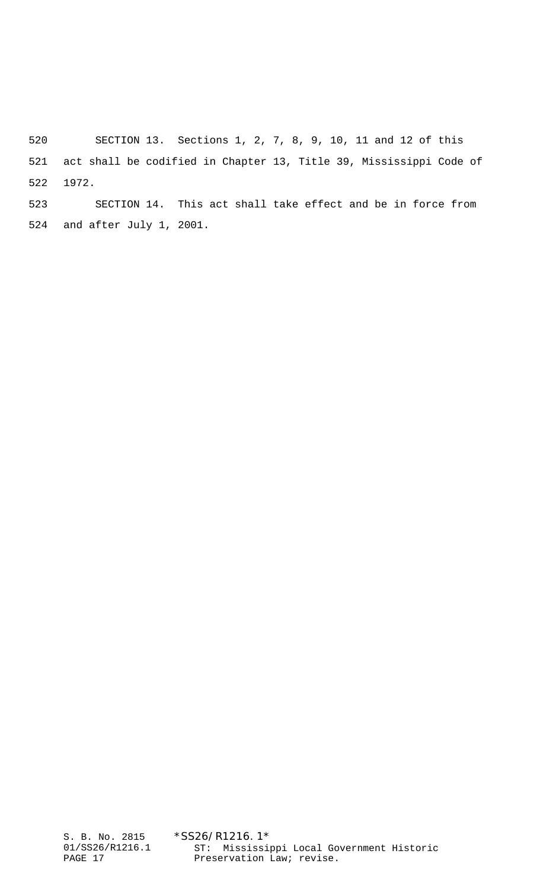SECTION 13. Sections 1, 2, 7, 8, 9, 10, 11 and 12 of this act shall be codified in Chapter 13, Title 39, Mississippi Code of 1972.

SECTION 14. This act shall take effect and be in force from and after July 1, 2001.